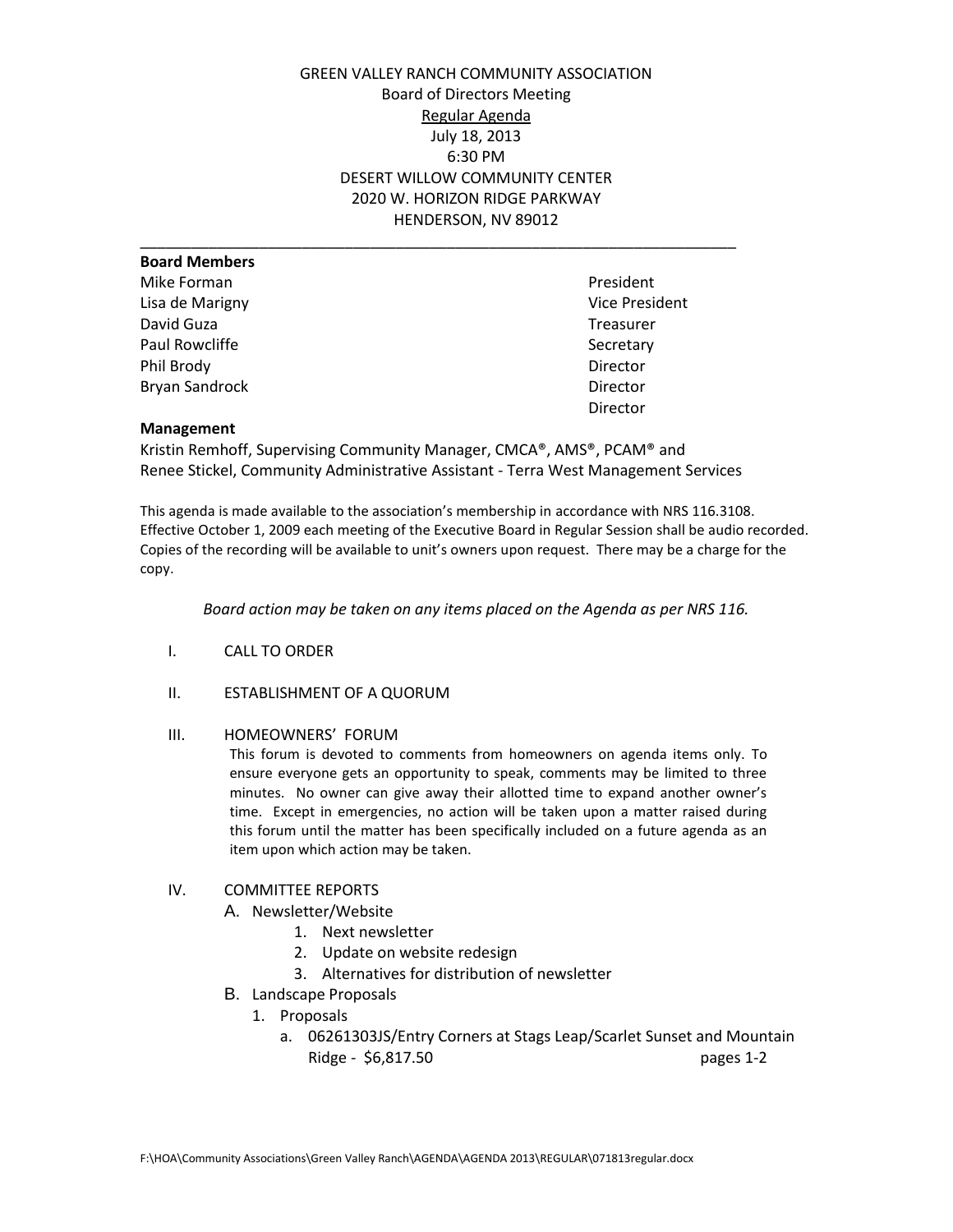GREEN VALLEY RANCH COMMUNITY ASSOCIATION
Board of Directors Meeting
Regular Agenda
July 18, 2013
6:30 PM
DESERT WILLOW COMMUNITY CENTER
2020 W. HORIZON RIDGE PARKWAY
HENDERSON, NV 89012

---

**Board Members**

| | |
|---|---|
| Mike Forman | President |
| Lisa de Marigny | Vice President |
| David Guza | Treasurer |
| Paul Rowcliffe | Secretary |
| Phil Brody | Director |
| Bryan Sandrock | Director |
| | Director |

**Management**

Kristin Remhoff, Supervising Community Manager, CMCA®, AMS®, PCAM® and Renee Stickel, Community Administrative Assistant - Terra West Management Services

This agenda is made available to the association's membership in accordance with NRS 116.3108. Effective October 1, 2009 each meeting of the Executive Board in Regular Session shall be audio recorded. Copies of the recording will be available to unit's owners upon request. There may be a charge for the copy.

*Board action may be taken on any items placed on the Agenda as per NRS 116.*

I. CALL TO ORDER

II. ESTABLISHMENT OF A QUORUM

III. HOMEOWNERS' FORUM

This forum is devoted to comments from homeowners on agenda items only. To ensure everyone gets an opportunity to speak, comments may be limited to three minutes. No owner can give away their allotted time to expand another owner's time. Except in emergencies, no action will be taken upon a matter raised during this forum until the matter has been specifically included on a future agenda as an item upon which action may be taken.

IV. COMMITTEE REPORTS

A. Newsletter/Website
   1. Next newsletter
   2. Update on website redesign
   3. Alternatives for distribution of newsletter

B. Landscape Proposals
   1. Proposals
      a. 06261303JS/Entry Corners at Stags Leap/Scarlet Sunset and Mountain Ridge - $6,817.50 pages 1-2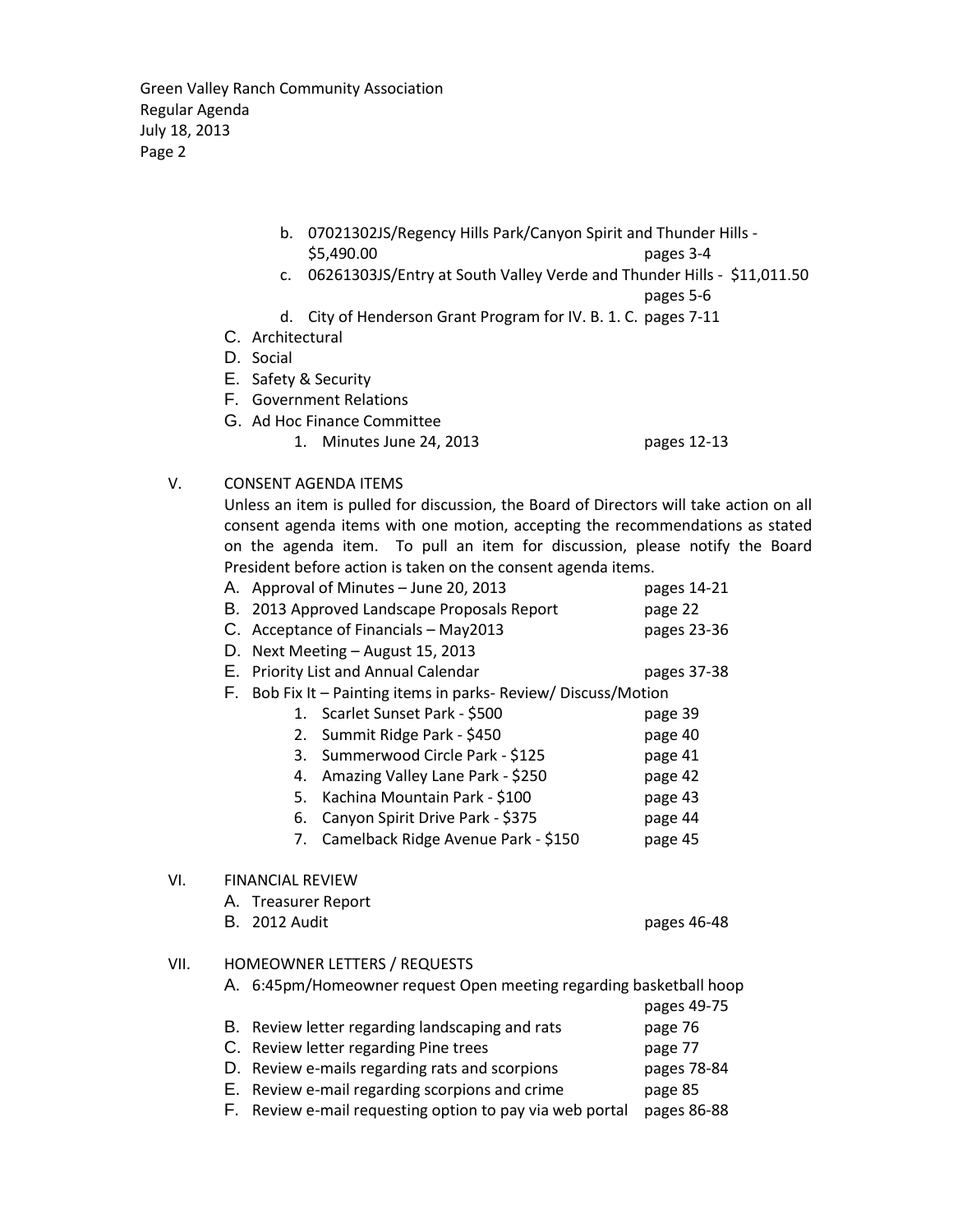b. 07021302JS/Regency Hills Park/Canyon Spirit and Thunder Hills - $5,490.00 pages 3-4
c. 06261303JS/Entry at South Valley Verde and Thunder Hills - $11,011.50 pages 5-6
d. City of Henderson Grant Program for IV. B. 1. C. pages 7-11

C. Architectural
D. Social
E. Safety & Security
F. Government Relations
G. Ad Hoc Finance Committee
   1. Minutes June 24, 2013 pages 12-13

V. CONSENT AGENDA ITEMS

Unless an item is pulled for discussion, the Board of Directors will take action on all consent agenda items with one motion, accepting the recommendations as stated on the agenda item. To pull an item for discussion, please notify the Board President before action is taken on the consent agenda items.

A. Approval of Minutes – June 20, 2013 pages 14-21
B. 2013 Approved Landscape Proposals Report page 22
C. Acceptance of Financials – May2013 pages 23-36
D. Next Meeting – August 15, 2013
E. Priority List and Annual Calendar pages 37-38
F. Bob Fix It – Painting items in parks- Review/ Discuss/Motion
   1. Scarlet Sunset Park - $500 page 39
   2. Summit Ridge Park - $450 page 40
   3. Summerwood Circle Park - $125 page 41
   4. Amazing Valley Lane Park - $250 page 42
   5. Kachina Mountain Park - $100 page 43
   6. Canyon Spirit Drive Park - $375 page 44
   7. Camelback Ridge Avenue Park - $150 page 45

VI. FINANCIAL REVIEW

A. Treasurer Report
B. 2012 Audit pages 46-48

VII. HOMEOWNER LETTERS / REQUESTS

A. 6:45pm/Homeowner request Open meeting regarding basketball hoop pages 49-75
B. Review letter regarding landscaping and rats page 76
C. Review letter regarding Pine trees page 77
D. Review e-mails regarding rats and scorpions pages 78-84
E. Review e-mail regarding scorpions and crime page 85
F. Review e-mail requesting option to pay via web portal pages 86-88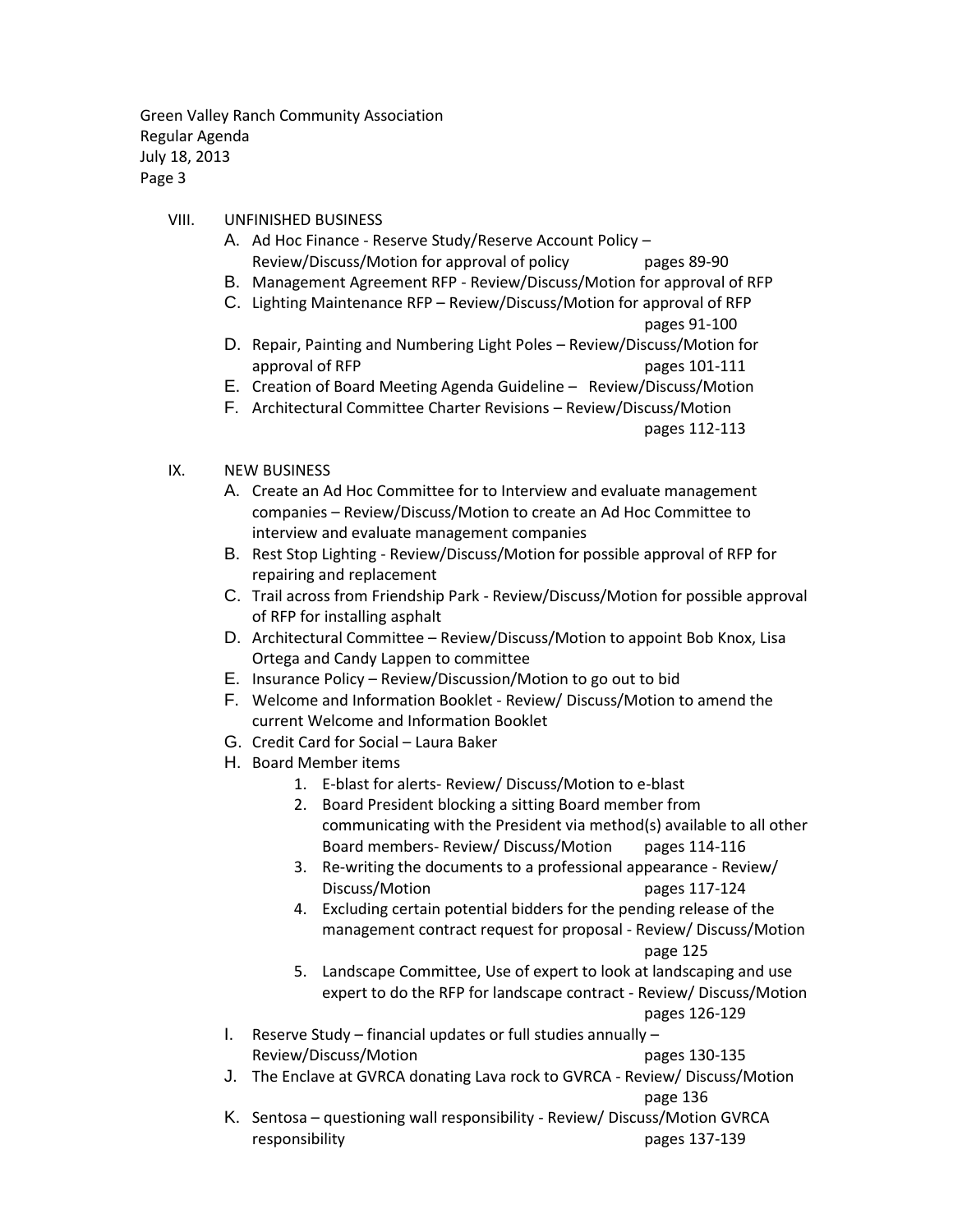## VIII. UNFINISHED BUSINESS

A. Ad Hoc Finance - Reserve Study/Reserve Account Policy – Review/Discuss/Motion for approval of policy pages 89-90

B. Management Agreement RFP - Review/Discuss/Motion for approval of RFP

C. Lighting Maintenance RFP – Review/Discuss/Motion for approval of RFP pages 91-100

D. Repair, Painting and Numbering Light Poles – Review/Discuss/Motion for approval of RFP pages 101-111

E. Creation of Board Meeting Agenda Guideline – Review/Discuss/Motion

F. Architectural Committee Charter Revisions – Review/Discuss/Motion pages 112-113

## IX. NEW BUSINESS

A. Create an Ad Hoc Committee for to Interview and evaluate management companies – Review/Discuss/Motion to create an Ad Hoc Committee to interview and evaluate management companies

B. Rest Stop Lighting - Review/Discuss/Motion for possible approval of RFP for repairing and replacement

C. Trail across from Friendship Park - Review/Discuss/Motion for possible approval of RFP for installing asphalt

D. Architectural Committee – Review/Discuss/Motion to appoint Bob Knox, Lisa Ortega and Candy Lappen to committee

E. Insurance Policy – Review/Discussion/Motion to go out to bid

F. Welcome and Information Booklet - Review/ Discuss/Motion to amend the current Welcome and Information Booklet

G. Credit Card for Social – Laura Baker

H. Board Member items

1. E-blast for alerts- Review/ Discuss/Motion to e-blast
2. Board President blocking a sitting Board member from communicating with the President via method(s) available to all other Board members- Review/ Discuss/Motion pages 114-116
3. Re-writing the documents to a professional appearance - Review/ Discuss/Motion pages 117-124
4. Excluding certain potential bidders for the pending release of the management contract request for proposal - Review/ Discuss/Motion page 125
5. Landscape Committee, Use of expert to look at landscaping and use expert to do the RFP for landscape contract - Review/ Discuss/Motion pages 126-129

I. Reserve Study – financial updates or full studies annually – Review/Discuss/Motion pages 130-135

J. The Enclave at GVRCA donating Lava rock to GVRCA - Review/ Discuss/Motion page 136

K. Sentosa – questioning wall responsibility - Review/ Discuss/Motion GVRCA responsibility pages 137-139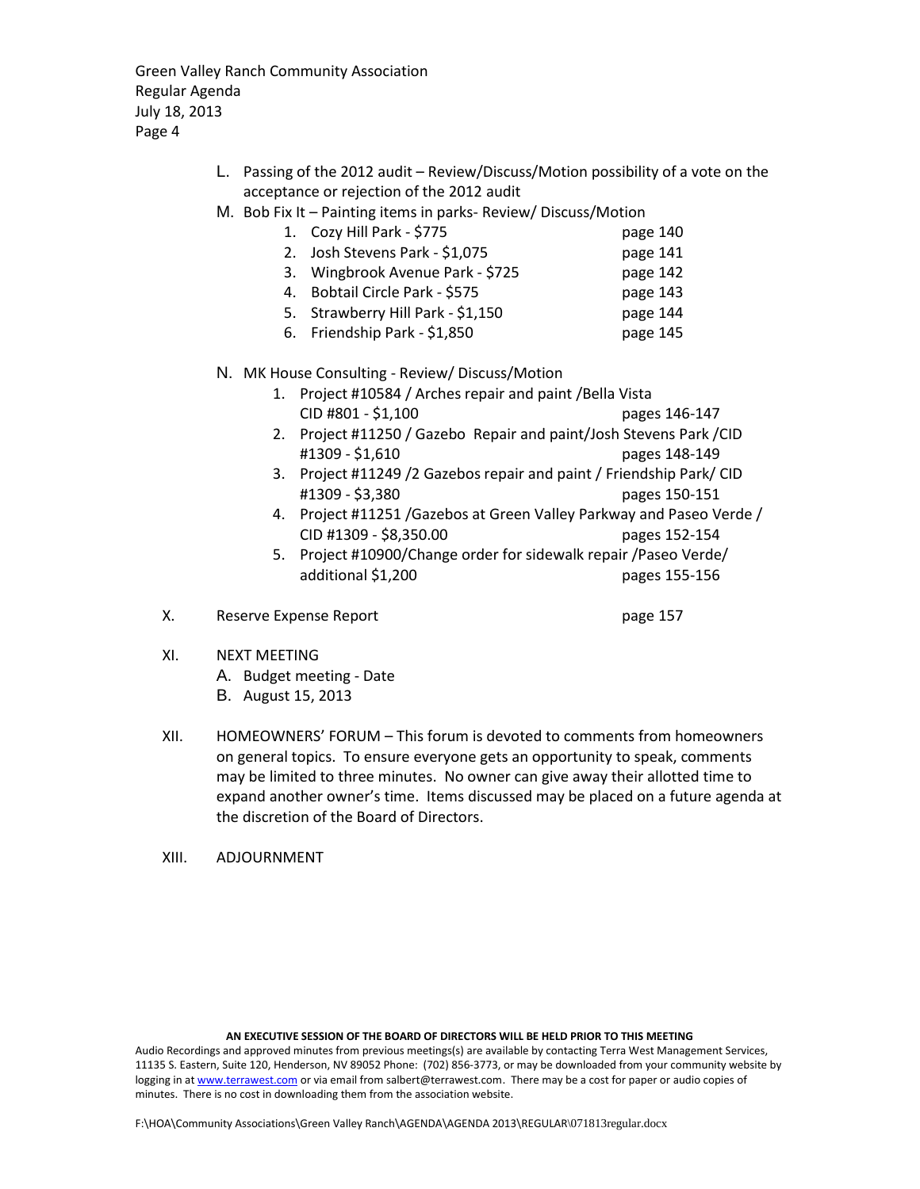L. Passing of the 2012 audit – Review/Discuss/Motion possibility of a vote on the acceptance or rejection of the 2012 audit

M. Bob Fix It – Painting items in parks- Review/ Discuss/Motion

1. Cozy Hill Park - $775 page 140
2. Josh Stevens Park - $1,075 page 141
3. Wingbrook Avenue Park - $725 page 142
4. Bobtail Circle Park - $575 page 143
5. Strawberry Hill Park - $1,150 page 144
6. Friendship Park - $1,850 page 145

N. MK House Consulting - Review/ Discuss/Motion

1. Project #10584 / Arches repair and paint /Bella Vista CID #801 - $1,100 pages 146-147
2. Project #11250 / Gazebo Repair and paint/Josh Stevens Park /CID #1309 - $1,610 pages 148-149
3. Project #11249 /2 Gazebos repair and paint / Friendship Park/ CID #1309 - $3,380 pages 150-151
4. Project #11251 /Gazebos at Green Valley Parkway and Paseo Verde / CID #1309 - $8,350.00 pages 152-154
5. Project #10900/Change order for sidewalk repair /Paseo Verde/ additional $1,200 pages 155-156

X. Reserve Expense Report page 157

XI. NEXT MEETING

A. Budget meeting - Date
B. August 15, 2013

XII. HOMEOWNERS' FORUM – This forum is devoted to comments from homeowners on general topics. To ensure everyone gets an opportunity to speak, comments may be limited to three minutes. No owner can give away their allotted time to expand another owner's time. Items discussed may be placed on a future agenda at the discretion of the Board of Directors.

XIII. ADJOURNMENT

**AN EXECUTIVE SESSION OF THE BOARD OF DIRECTORS WILL BE HELD PRIOR TO THIS MEETING**

Audio Recordings and approved minutes from previous meetings(s) are available by contacting Terra West Management Services, 11135 S. Eastern, Suite 120, Henderson, NV 89052 Phone: (702) 856-3773, or may be downloaded from your community website by logging in at www.terrawest.com or via email from salbert@terrawest.com. There may be a cost for paper or audio copies of minutes. There is no cost in downloading them from the association website.

F:\HOA\Community Associations\Green Valley Ranch\AGENDA\AGENDA 2013\REGULAR\071813regular.docx